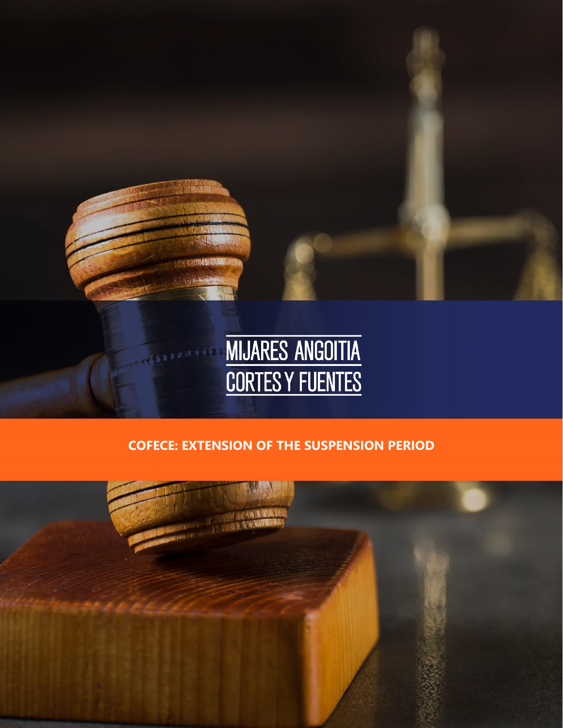MIJARES ANGOITIA
CORTES Y FUENTES

# COFECE: EXTENSION OF THE SUSPENSION PERIOD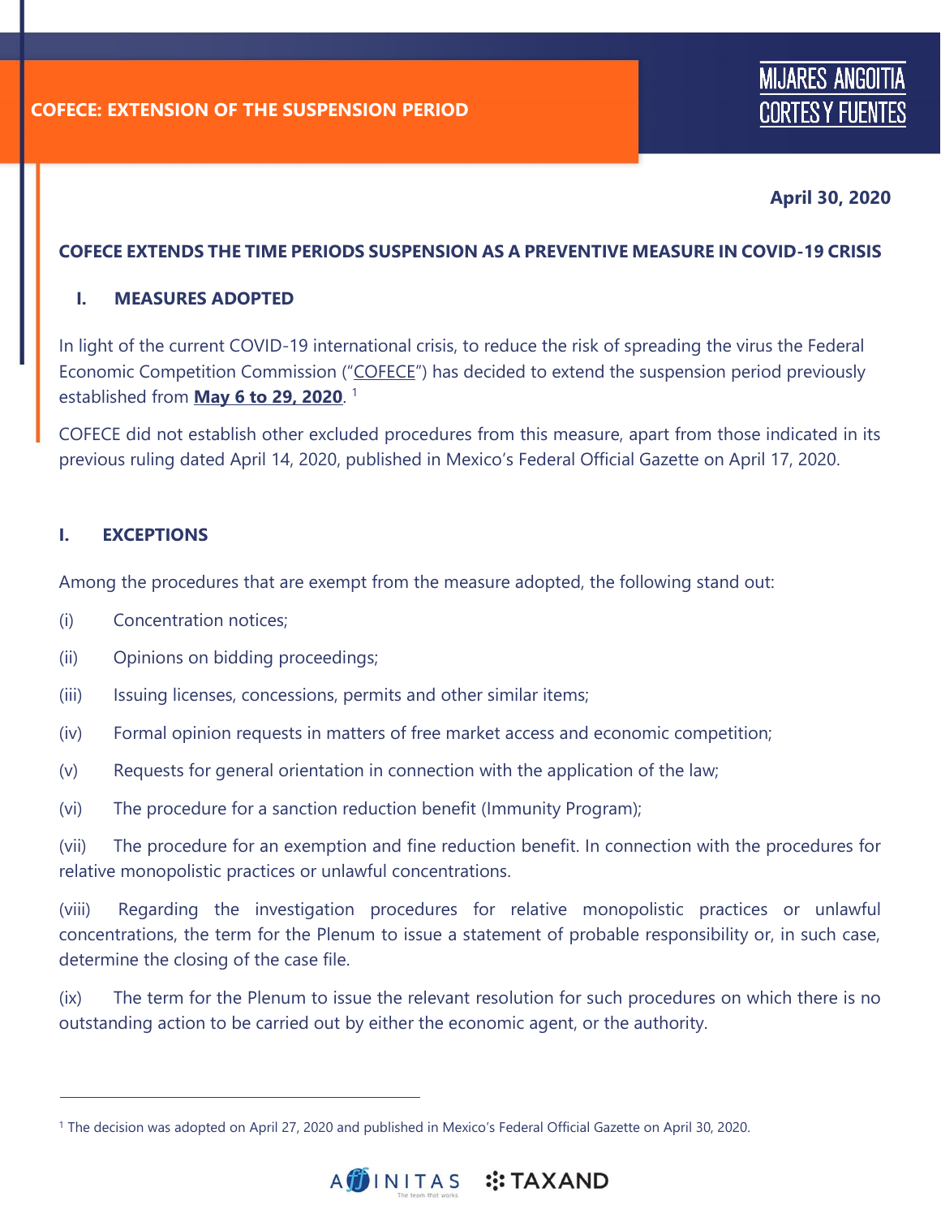# COFECE: EXTENSION OF THE SUSPENSION PERIOD

**April 30, 2020**

## COFECE EXTENDS THE TIME PERIODS SUSPENSION AS A PREVENTIVE MEASURE IN COVID-19 CRISIS

### I. MEASURES ADOPTED

In light of the current COVID-19 international crisis, to reduce the risk of spreading the virus the Federal Economic Competition Commission ("COFECE") has decided to extend the suspension period previously established from **May 6 to 29, 2020**. [1]

COFECE did not establish other excluded procedures from this measure, apart from those indicated in its previous ruling dated April 14, 2020, published in Mexico's Federal Official Gazette on April 17, 2020.

### I. EXCEPTIONS

Among the procedures that are exempt from the measure adopted, the following stand out:

(i) Concentration notices;

(ii) Opinions on bidding proceedings;

(iii) Issuing licenses, concessions, permits and other similar items;

(iv) Formal opinion requests in matters of free market access and economic competition;

(v) Requests for general orientation in connection with the application of the law;

(vi) The procedure for a sanction reduction benefit (Immunity Program);

(vii) The procedure for an exemption and fine reduction benefit. In connection with the procedures for relative monopolistic practices or unlawful concentrations.

(viii) Regarding the investigation procedures for relative monopolistic practices or unlawful concentrations, the term for the Plenum to issue a statement of probable responsibility or, in such case, determine the closing of the case file.

(ix) The term for the Plenum to issue the relevant resolution for such procedures on which there is no outstanding action to be carried out by either the economic agent, or the authority.

---

[1] The decision was adopted on April 27, 2020 and published in Mexico's Federal Official Gazette on April 30, 2020.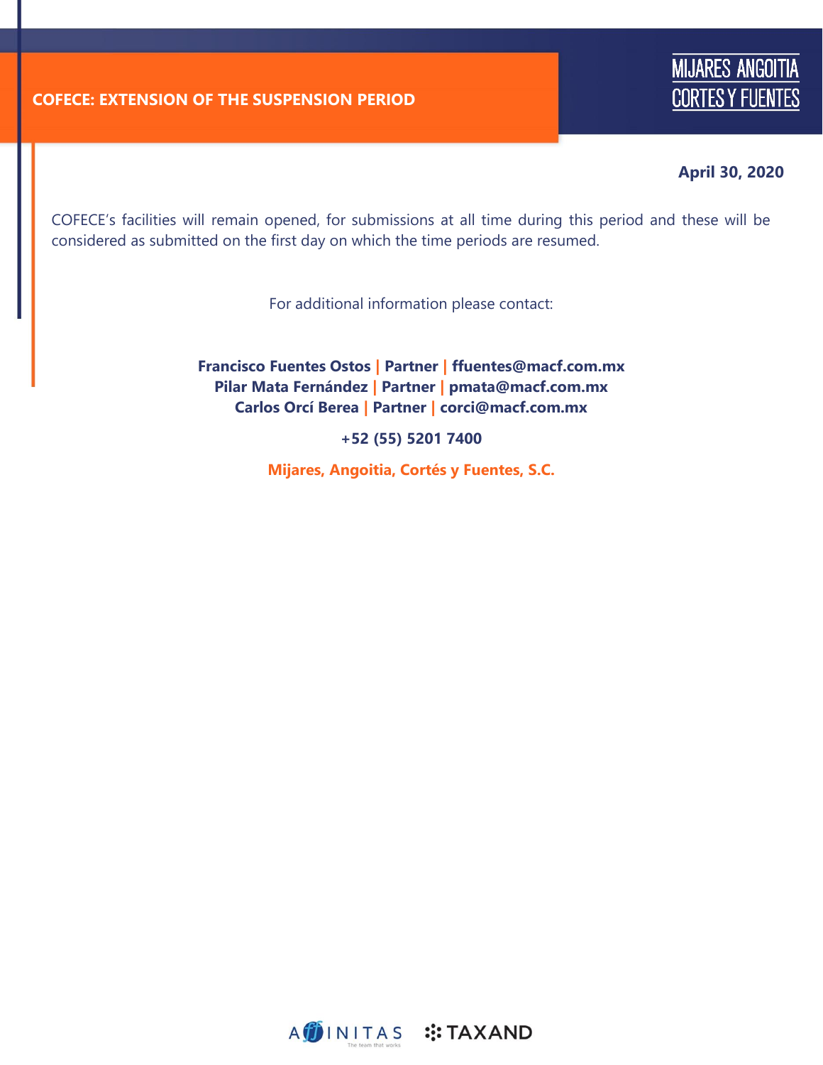COFECE's facilities will remain opened, for submissions at all time during this period and these will be considered as submitted on the first day on which the time periods are resumed.

For additional information please contact:

**Francisco Fuentes Ostos | Partner | ffuentes@macf.com.mx**
**Pilar Mata Fernández | Partner | pmata@macf.com.mx**
**Carlos Orcí Berea | Partner | corci@macf.com.mx**

**+52 (55) 5201 7400**

**Mijares, Angoitia, Cortés y Fuentes, S.C.**